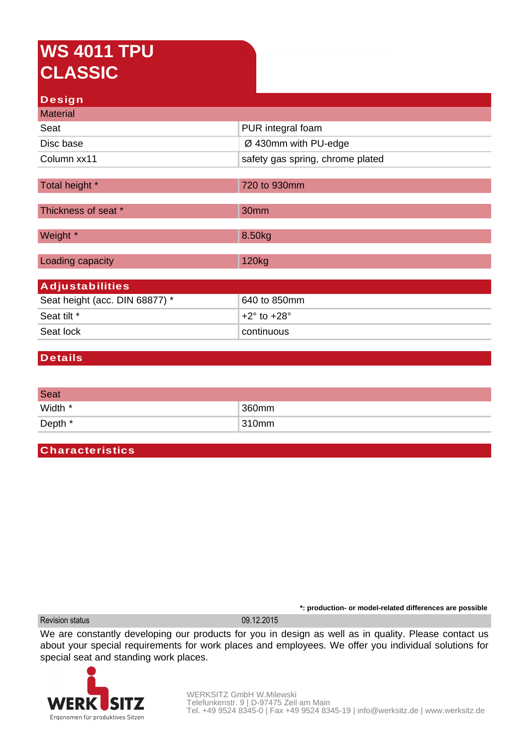# WS 4011 TPU CLASSIC

## Design

| Material | |
|---|---|
| Seat | PUR integral foam |
| Disc base | Ø 430mm with PU-edge |
| Column xx11 | safety gas spring, chrome plated |

| | |
|---|---|
| Total height * | 720 to 930mm |
| Thickness of seat * | 30mm |
| Weight * | 8.50kg |
| Loading capacity | 120kg |

## Adjustabilities

| | |
|---|---|
| Seat height (acc. DIN 68877) * | 640 to 850mm |
| Seat tilt * | +2° to +28° |
| Seat lock | continuous |

## Details

| Seat | |
|---|---|
| Width * | 360mm |
| Depth * | 310mm |

## Characteristics

**\*: production- or model-related differences are possible**

| Revision status | 09.12.2015 |
|---|---|

We are constantly developing our products for you in design as well as in quality. Please contact us about your special requirements for work places and employees. We offer you individual solutions for special seat and standing work places.

WERK SITZ
Ergonomen für produktives Sitzen

WERKSITZ GmbH W.Milewski
Telefunkenstr. 9 | D-97475 Zeil am Main
Tel. +49 9524 8345-0 | Fax +49 9524 8345-19 | info@werksitz.de | www.werksitz.de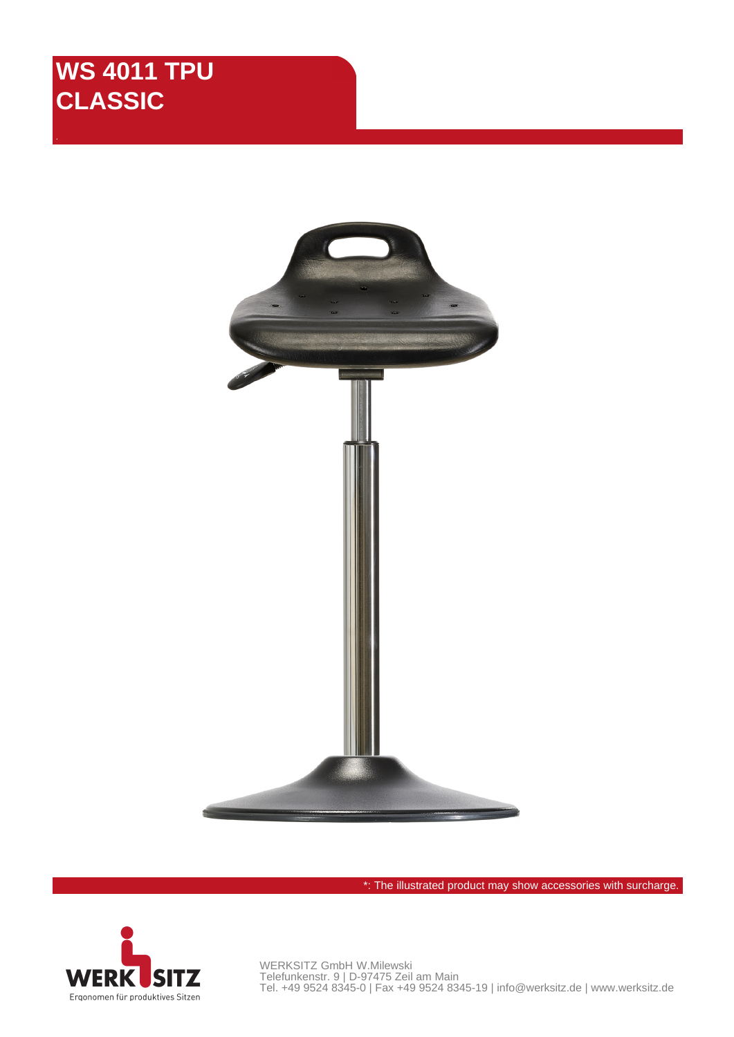# WS 4011 TPU CLASSIC

*: The illustrated product may show accessories with surcharge.

WERKSITZ GmbH W.Milewski
Telefunkenstr. 9 | D-97475 Zeil am Main
Tel. +49 9524 8345-0 | Fax +49 9524 8345-19 | info@werksitz.de | www.werksitz.de